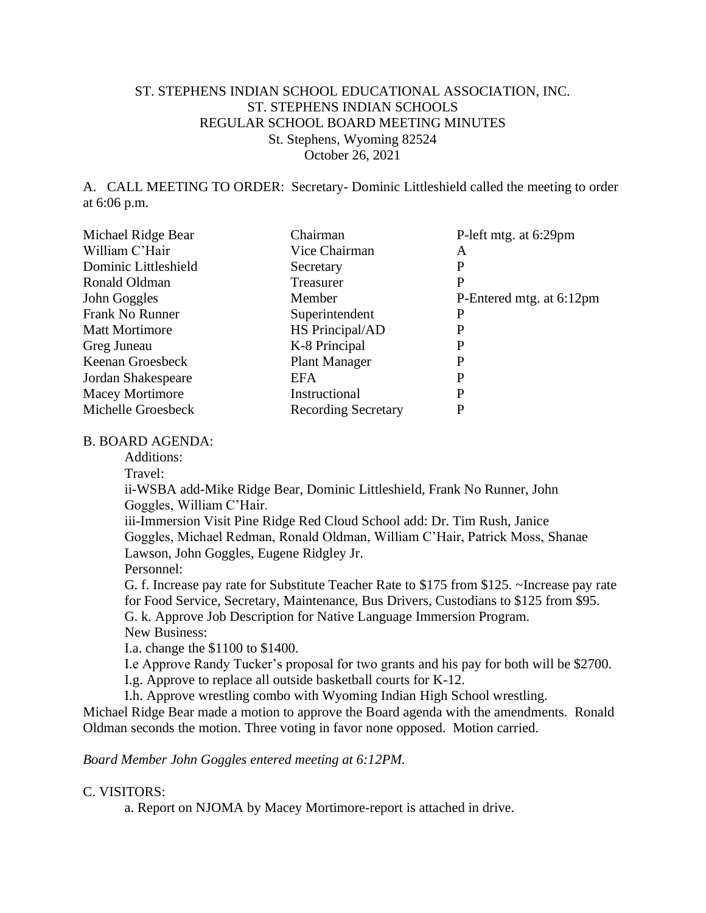ST. STEPHENS INDIAN SCHOOL EDUCATIONAL ASSOCIATION, INC.
ST. STEPHENS INDIAN SCHOOLS
REGULAR SCHOOL BOARD MEETING MINUTES
St. Stephens, Wyoming 82524
October 26, 2021

A. CALL MEETING TO ORDER: Secretary- Dominic Littleshield called the meeting to order at 6:06 p.m.

| | | |
|---|---|---|
| Michael Ridge Bear | Chairman | P-left mtg. at 6:29pm |
| William C'Hair | Vice Chairman | A |
| Dominic Littleshield | Secretary | P |
| Ronald Oldman | Treasurer | P |
| John Goggles | Member | P-Entered mtg. at 6:12pm |
| Frank No Runner | Superintendent | P |
| Matt Mortimore | HS Principal/AD | P |
| Greg Juneau | K-8 Principal | P |
| Keenan Groesbeck | Plant Manager | P |
| Jordan Shakespeare | EFA | P |
| Macey Mortimore | Instructional | P |
| Michelle Groesbeck | Recording Secretary | P |

B. BOARD AGENDA:

Additions:

Travel:

ii-WSBA add-Mike Ridge Bear, Dominic Littleshield, Frank No Runner, John Goggles, William C'Hair.

iii-Immersion Visit Pine Ridge Red Cloud School add: Dr. Tim Rush, Janice Goggles, Michael Redman, Ronald Oldman, William C'Hair, Patrick Moss, Shanae Lawson, John Goggles, Eugene Ridgley Jr.

Personnel:

G. f. Increase pay rate for Substitute Teacher Rate to $175 from $125. ~Increase pay rate for Food Service, Secretary, Maintenance, Bus Drivers, Custodians to $125 from $95.

G. k. Approve Job Description for Native Language Immersion Program.

New Business:

I.a. change the $1100 to $1400.

I.e Approve Randy Tucker's proposal for two grants and his pay for both will be $2700.

I.g. Approve to replace all outside basketball courts for K-12.

I.h. Approve wrestling combo with Wyoming Indian High School wrestling.

Michael Ridge Bear made a motion to approve the Board agenda with the amendments. Ronald Oldman seconds the motion. Three voting in favor none opposed. Motion carried.

*Board Member John Goggles entered meeting at 6:12PM.*

C. VISITORS:

a. Report on NJOMA by Macey Mortimore-report is attached in drive.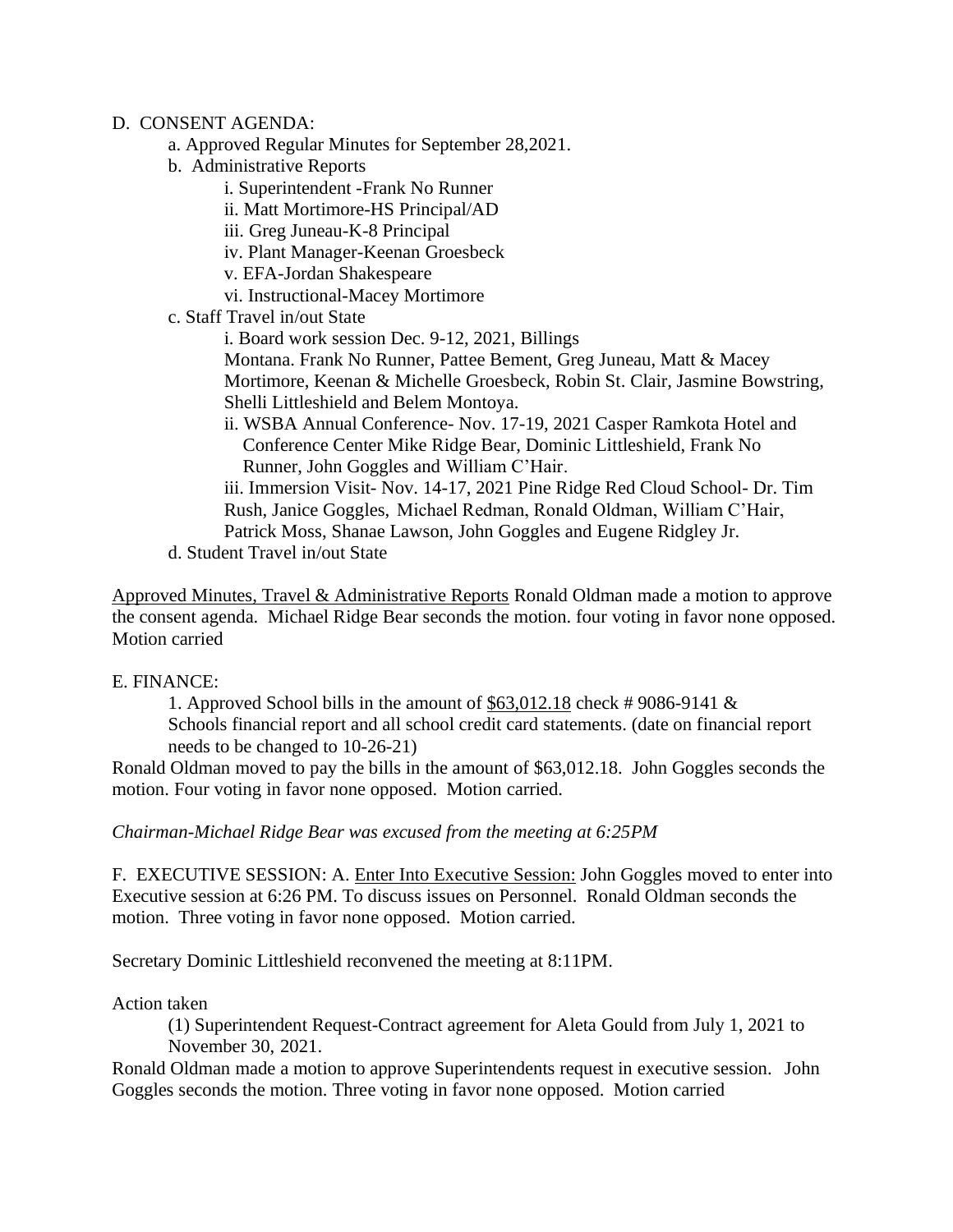D. CONSENT AGENDA:

a. Approved Regular Minutes for September 28,2021.

b. Administrative Reports

i. Superintendent -Frank No Runner

ii. Matt Mortimore-HS Principal/AD

iii. Greg Juneau-K-8 Principal

iv. Plant Manager-Keenan Groesbeck

v. EFA-Jordan Shakespeare

vi. Instructional-Macey Mortimore

c. Staff Travel in/out State

i. Board work session Dec. 9-12, 2021, Billings Montana. Frank No Runner, Pattee Bement, Greg Juneau, Matt & Macey Mortimore, Keenan & Michelle Groesbeck, Robin St. Clair, Jasmine Bowstring, Shelli Littleshield and Belem Montoya.

ii. WSBA Annual Conference- Nov. 17-19, 2021 Casper Ramkota Hotel and Conference Center Mike Ridge Bear, Dominic Littleshield, Frank No Runner, John Goggles and William C'Hair.

iii. Immersion Visit- Nov. 14-17, 2021 Pine Ridge Red Cloud School- Dr. Tim Rush, Janice Goggles, Michael Redman, Ronald Oldman, William C'Hair, Patrick Moss, Shanae Lawson, John Goggles and Eugene Ridgley Jr.

d. Student Travel in/out State

Approved Minutes, Travel & Administrative Reports Ronald Oldman made a motion to approve the consent agenda. Michael Ridge Bear seconds the motion. four voting in favor none opposed. Motion carried

E. FINANCE:

1. Approved School bills in the amount of $63,012.18 check # 9086-9141 & Schools financial report and all school credit card statements. (date on financial report needs to be changed to 10-26-21)

Ronald Oldman moved to pay the bills in the amount of $63,012.18. John Goggles seconds the motion. Four voting in favor none opposed. Motion carried.

*Chairman-Michael Ridge Bear was excused from the meeting at 6:25PM*

F. EXECUTIVE SESSION: A. Enter Into Executive Session: John Goggles moved to enter into Executive session at 6:26 PM. To discuss issues on Personnel. Ronald Oldman seconds the motion. Three voting in favor none opposed. Motion carried.

Secretary Dominic Littleshield reconvened the meeting at 8:11PM.

Action taken

(1) Superintendent Request-Contract agreement for Aleta Gould from July 1, 2021 to November 30, 2021.

Ronald Oldman made a motion to approve Superintendents request in executive session. John Goggles seconds the motion. Three voting in favor none opposed. Motion carried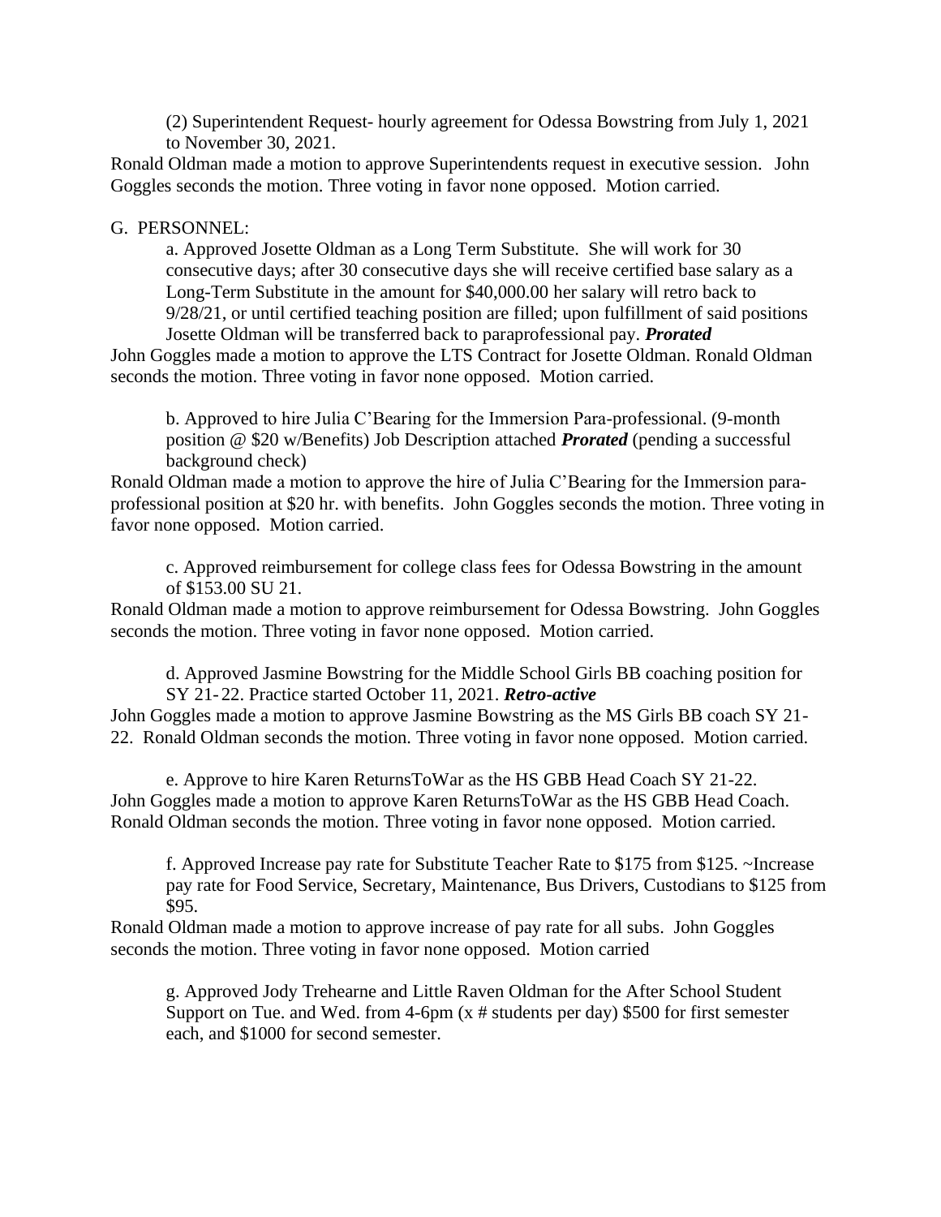(2) Superintendent Request- hourly agreement for Odessa Bowstring from July 1, 2021 to November 30, 2021.

Ronald Oldman made a motion to approve Superintendents request in executive session. John Goggles seconds the motion. Three voting in favor none opposed. Motion carried.

G. PERSONNEL:

a. Approved Josette Oldman as a Long Term Substitute. She will work for 30 consecutive days; after 30 consecutive days she will receive certified base salary as a Long-Term Substitute in the amount for $40,000.00 her salary will retro back to 9/28/21, or until certified teaching position are filled; upon fulfillment of said positions Josette Oldman will be transferred back to paraprofessional pay. ***Prorated***

John Goggles made a motion to approve the LTS Contract for Josette Oldman. Ronald Oldman seconds the motion. Three voting in favor none opposed. Motion carried.

b. Approved to hire Julia C'Bearing for the Immersion Para-professional. (9-month position @ $20 w/Benefits) Job Description attached ***Prorated*** (pending a successful background check)

Ronald Oldman made a motion to approve the hire of Julia C'Bearing for the Immersion para-professional position at $20 hr. with benefits. John Goggles seconds the motion. Three voting in favor none opposed. Motion carried.

c. Approved reimbursement for college class fees for Odessa Bowstring in the amount of $153.00 SU 21.

Ronald Oldman made a motion to approve reimbursement for Odessa Bowstring. John Goggles seconds the motion. Three voting in favor none opposed. Motion carried.

d. Approved Jasmine Bowstring for the Middle School Girls BB coaching position for SY 21-22. Practice started October 11, 2021. ***Retro-active***

John Goggles made a motion to approve Jasmine Bowstring as the MS Girls BB coach SY 21-22. Ronald Oldman seconds the motion. Three voting in favor none opposed. Motion carried.

e. Approve to hire Karen ReturnsToWar as the HS GBB Head Coach SY 21-22.

John Goggles made a motion to approve Karen ReturnsToWar as the HS GBB Head Coach. Ronald Oldman seconds the motion. Three voting in favor none opposed. Motion carried.

f. Approved Increase pay rate for Substitute Teacher Rate to $175 from $125. ~Increase pay rate for Food Service, Secretary, Maintenance, Bus Drivers, Custodians to $125 from $95.

Ronald Oldman made a motion to approve increase of pay rate for all subs. John Goggles seconds the motion. Three voting in favor none opposed. Motion carried

g. Approved Jody Trehearne and Little Raven Oldman for the After School Student Support on Tue. and Wed. from 4-6pm (x # students per day) $500 for first semester each, and $1000 for second semester.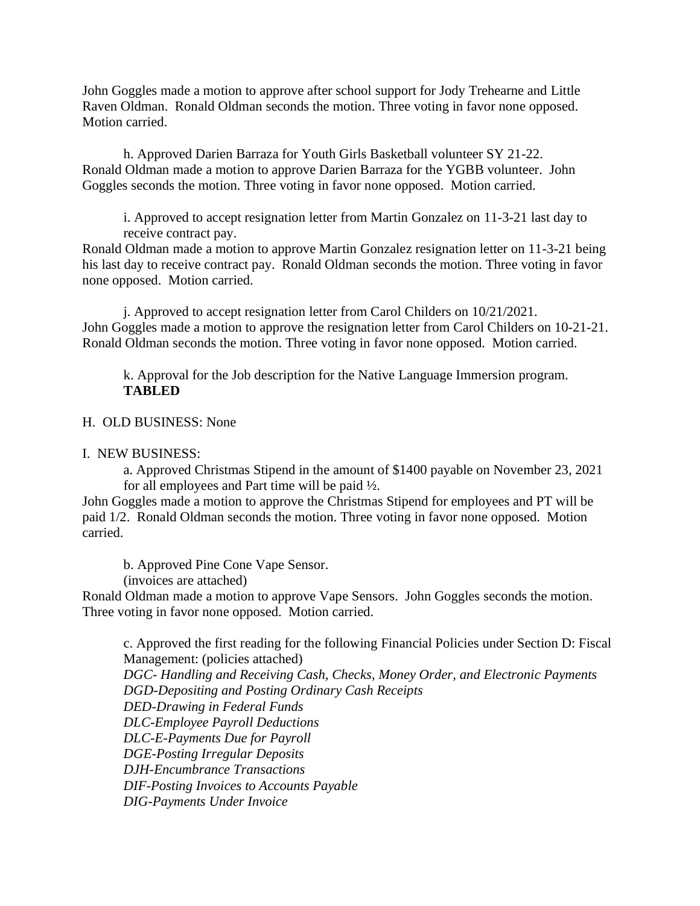John Goggles made a motion to approve after school support for Jody Trehearne and Little Raven Oldman. Ronald Oldman seconds the motion. Three voting in favor none opposed. Motion carried.

h. Approved Darien Barraza for Youth Girls Basketball volunteer SY 21-22.

Ronald Oldman made a motion to approve Darien Barraza for the YGBB volunteer. John Goggles seconds the motion. Three voting in favor none opposed. Motion carried.

i. Approved to accept resignation letter from Martin Gonzalez on 11-3-21 last day to receive contract pay.

Ronald Oldman made a motion to approve Martin Gonzalez resignation letter on 11-3-21 being his last day to receive contract pay. Ronald Oldman seconds the motion. Three voting in favor none opposed. Motion carried.

j. Approved to accept resignation letter from Carol Childers on 10/21/2021.

John Goggles made a motion to approve the resignation letter from Carol Childers on 10-21-21. Ronald Oldman seconds the motion. Three voting in favor none opposed. Motion carried.

k. Approval for the Job description for the Native Language Immersion program. **TABLED**

H. OLD BUSINESS: None

I. NEW BUSINESS:

a. Approved Christmas Stipend in the amount of $1400 payable on November 23, 2021 for all employees and Part time will be paid ½.

John Goggles made a motion to approve the Christmas Stipend for employees and PT will be paid 1/2. Ronald Oldman seconds the motion. Three voting in favor none opposed. Motion carried.

b. Approved Pine Cone Vape Sensor.
(invoices are attached)

Ronald Oldman made a motion to approve Vape Sensors. John Goggles seconds the motion. Three voting in favor none opposed. Motion carried.

c. Approved the first reading for the following Financial Policies under Section D: Fiscal Management: (policies attached)

*DGC- Handling and Receiving Cash, Checks, Money Order, and Electronic Payments*
*DGD-Depositing and Posting Ordinary Cash Receipts*
*DED-Drawing in Federal Funds*
*DLC-Employee Payroll Deductions*
*DLC-E-Payments Due for Payroll*
*DGE-Posting Irregular Deposits*
*DJH-Encumbrance Transactions*
*DIF-Posting Invoices to Accounts Payable*
*DIG-Payments Under Invoice*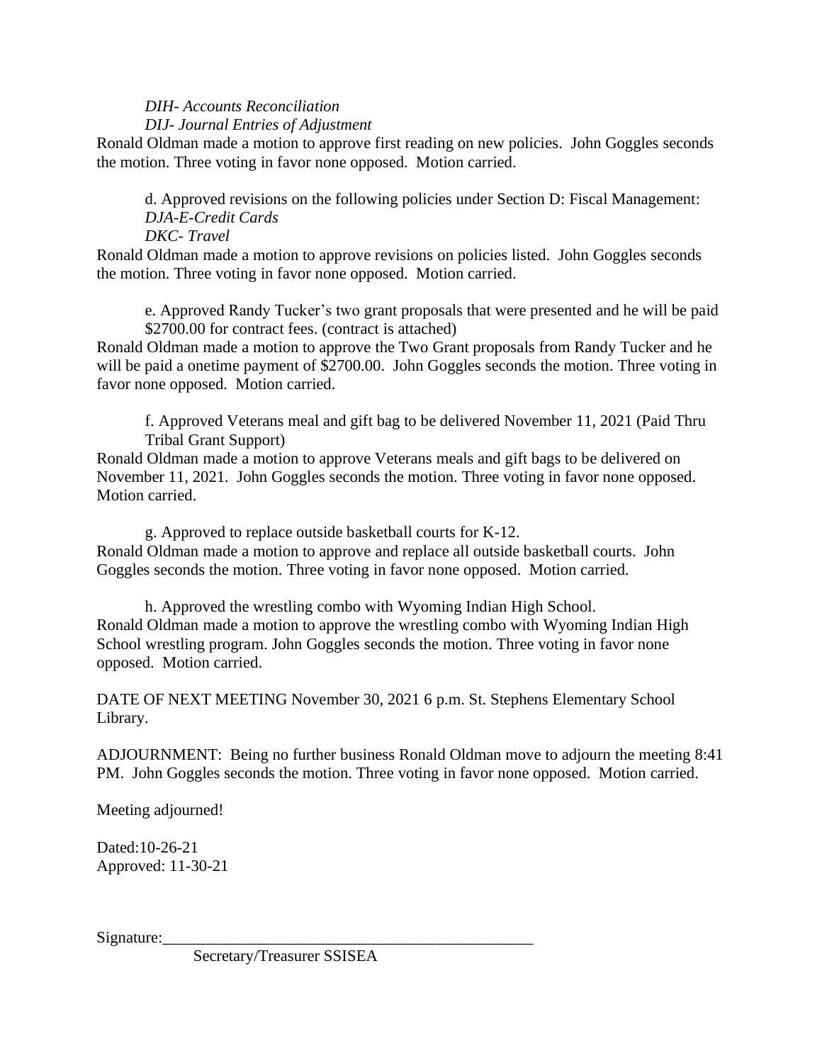*DIH- Accounts Reconciliation*
*DIJ- Journal Entries of Adjustment*

Ronald Oldman made a motion to approve first reading on new policies. John Goggles seconds the motion. Three voting in favor none opposed. Motion carried.

d. Approved revisions on the following policies under Section D: Fiscal Management:
*DJA-E-Credit Cards*
*DKC- Travel*

Ronald Oldman made a motion to approve revisions on policies listed. John Goggles seconds the motion. Three voting in favor none opposed. Motion carried.

e. Approved Randy Tucker's two grant proposals that were presented and he will be paid $2700.00 for contract fees. (contract is attached)

Ronald Oldman made a motion to approve the Two Grant proposals from Randy Tucker and he will be paid a onetime payment of $2700.00. John Goggles seconds the motion. Three voting in favor none opposed. Motion carried.

f. Approved Veterans meal and gift bag to be delivered November 11, 2021 (Paid Thru Tribal Grant Support)

Ronald Oldman made a motion to approve Veterans meals and gift bags to be delivered on November 11, 2021. John Goggles seconds the motion. Three voting in favor none opposed. Motion carried.

g. Approved to replace outside basketball courts for K-12.

Ronald Oldman made a motion to approve and replace all outside basketball courts. John Goggles seconds the motion. Three voting in favor none opposed. Motion carried.

h. Approved the wrestling combo with Wyoming Indian High School.

Ronald Oldman made a motion to approve the wrestling combo with Wyoming Indian High School wrestling program. John Goggles seconds the motion. Three voting in favor none opposed. Motion carried.

DATE OF NEXT MEETING November 30, 2021 6 p.m. St. Stephens Elementary School Library.

ADJOURNMENT: Being no further business Ronald Oldman move to adjourn the meeting 8:41 PM. John Goggles seconds the motion. Three voting in favor none opposed. Motion carried.

Meeting adjourned!

Dated:10-26-21
Approved: 11-30-21

Signature:_______________________________________________
Secretary/Treasurer SSISEA